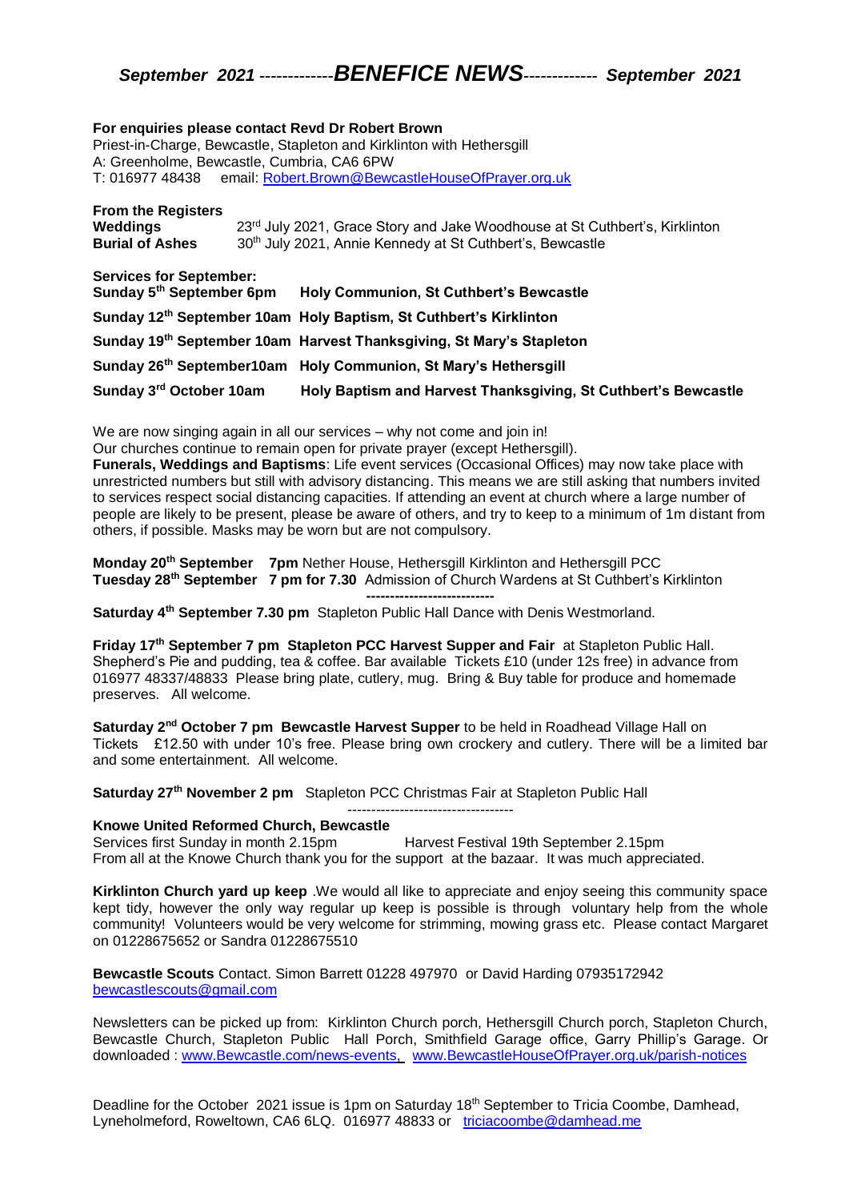# *September 2021 -------------BENEFICE NEWS------------- September 2021*

**For enquiries please contact Revd Dr Robert Brown**
Priest-in-Charge, Bewcastle, Stapleton and Kirklinton with Hethersgill
A: Greenholme, Bewcastle, Cumbria, CA6 6PW
T: 016977 48438 email: Robert.Brown@BewcastleHouseOfPrayer.org.uk

**From the Registers**
**Weddings** 23rd July 2021, Grace Story and Jake Woodhouse at St Cuthbert's, Kirklinton
**Burial of Ashes** 30th July 2021, Annie Kennedy at St Cuthbert's, Bewcastle

**Services for September:**
**Sunday 5th September 6pm Holy Communion, St Cuthbert's Bewcastle**
**Sunday 12th September 10am Holy Baptism, St Cuthbert's Kirklinton**
**Sunday 19th September 10am Harvest Thanksgiving, St Mary's Stapleton**
**Sunday 26th September10am Holy Communion, St Mary's Hethersgill**
**Sunday 3rd October 10am Holy Baptism and Harvest Thanksgiving, St Cuthbert's Bewcastle**

We are now singing again in all our services – why not come and join in!
Our churches continue to remain open for private prayer (except Hethersgill).
**Funerals, Weddings and Baptisms**: Life event services (Occasional Offices) may now take place with unrestricted numbers but still with advisory distancing. This means we are still asking that numbers invited to services respect social distancing capacities. If attending an event at church where a large number of people are likely to be present, please be aware of others, and try to keep to a minimum of 1m distant from others, if possible. Masks may be worn but are not compulsory.

**Monday 20th September 7pm** Nether House, Hethersgill Kirklinton and Hethersgill PCC
**Tuesday 28th September 7 pm for 7.30** Admission of Church Wardens at St Cuthbert's Kirklinton

---

**Saturday 4th September 7.30 pm** Stapleton Public Hall Dance with Denis Westmorland.

**Friday 17th September 7 pm Stapleton PCC Harvest Supper and Fair** at Stapleton Public Hall. Shepherd's Pie and pudding, tea & coffee. Bar available Tickets £10 (under 12s free) in advance from 016977 48337/48833 Please bring plate, cutlery, mug. Bring & Buy table for produce and homemade preserves. All welcome.

**Saturday 2nd October 7 pm Bewcastle Harvest Supper** to be held in Roadhead Village Hall on Tickets £12.50 with under 10's free. Please bring own crockery and cutlery. There will be a limited bar and some entertainment. All welcome.

**Saturday 27th November 2 pm** Stapleton PCC Christmas Fair at Stapleton Public Hall

---

**Knowe United Reformed Church, Bewcastle**
Services first Sunday in month 2.15pm Harvest Festival 19th September 2.15pm
From all at the Knowe Church thank you for the support at the bazaar. It was much appreciated.

**Kirklinton Church yard up keep** .We would all like to appreciate and enjoy seeing this community space kept tidy, however the only way regular up keep is possible is through voluntary help from the whole community! Volunteers would be very welcome for strimming, mowing grass etc. Please contact Margaret on 01228675652 or Sandra 01228675510

**Bewcastle Scouts** Contact. Simon Barrett 01228 497970 or David Harding 07935172942
bewcastlescouts@gmail.com

Newsletters can be picked up from: Kirklinton Church porch, Hethersgill Church porch, Stapleton Church, Bewcastle Church, Stapleton Public Hall Porch, Smithfield Garage office, Garry Phillip's Garage. Or downloaded : www.Bewcastle.com/news-events, www.BewcastleHouseOfPrayer.org.uk/parish-notices

Deadline for the October 2021 issue is 1pm on Saturday 18th September to Tricia Coombe, Damhead, Lyneholmeford, Roweltown, CA6 6LQ. 016977 48833 or triciacoombe@damhead.me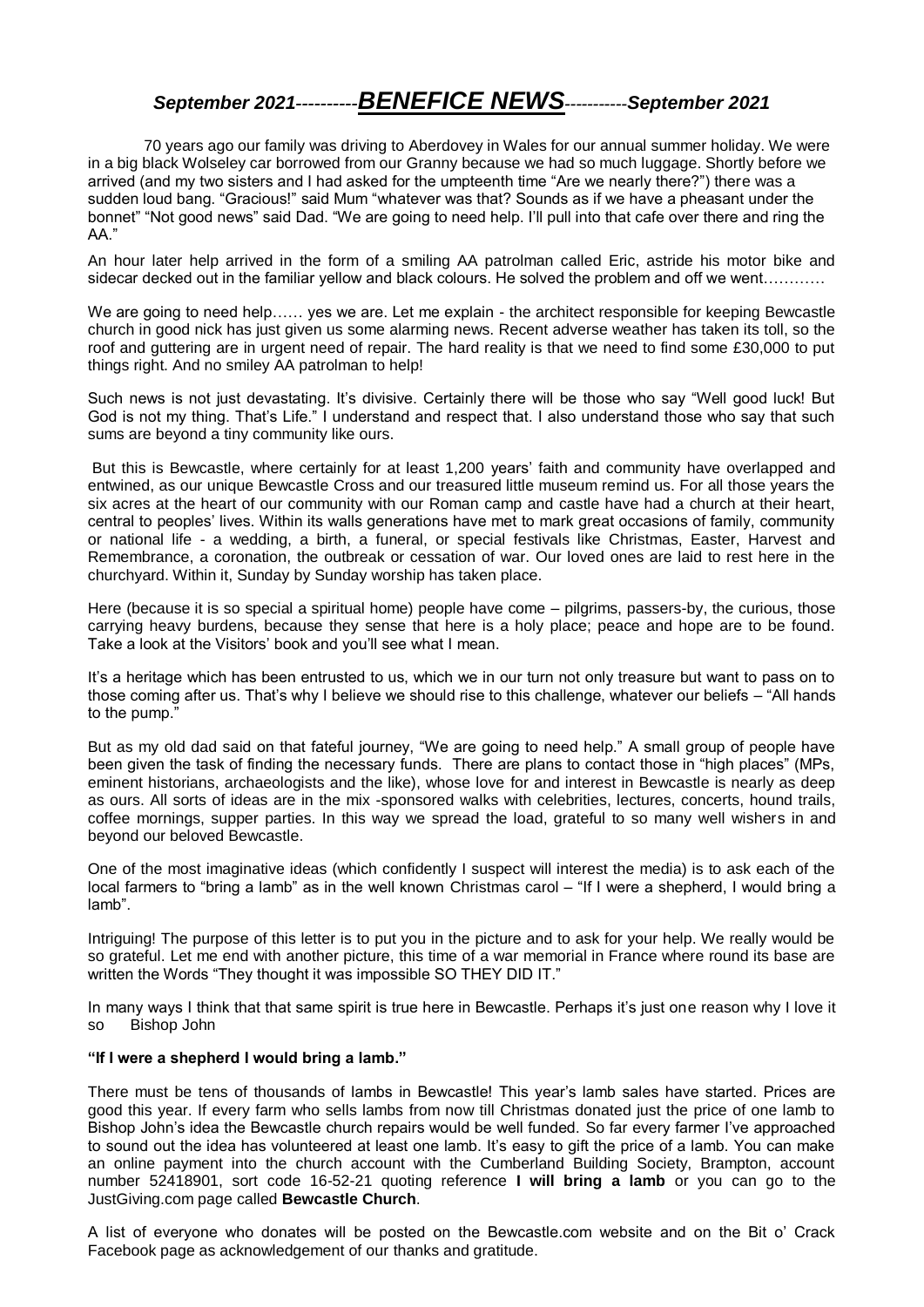# *September 2021----------BENEFICE NEWS-----------September 2021*

70 years ago our family was driving to Aberdovey in Wales for our annual summer holiday. We were in a big black Wolseley car borrowed from our Granny because we had so much luggage. Shortly before we arrived (and my two sisters and I had asked for the umpteenth time "Are we nearly there?") there was a sudden loud bang. "Gracious!" said Mum "whatever was that? Sounds as if we have a pheasant under the bonnet" "Not good news" said Dad. "We are going to need help. I'll pull into that cafe over there and ring the AA."

An hour later help arrived in the form of a smiling AA patrolman called Eric, astride his motor bike and sidecar decked out in the familiar yellow and black colours. He solved the problem and off we went…………

We are going to need help…… yes we are. Let me explain - the architect responsible for keeping Bewcastle church in good nick has just given us some alarming news. Recent adverse weather has taken its toll, so the roof and guttering are in urgent need of repair. The hard reality is that we need to find some £30,000 to put things right. And no smiley AA patrolman to help!

Such news is not just devastating. It's divisive. Certainly there will be those who say "Well good luck! But God is not my thing. That's Life." I understand and respect that. I also understand those who say that such sums are beyond a tiny community like ours.

But this is Bewcastle, where certainly for at least 1,200 years' faith and community have overlapped and entwined, as our unique Bewcastle Cross and our treasured little museum remind us. For all those years the six acres at the heart of our community with our Roman camp and castle have had a church at their heart, central to peoples' lives. Within its walls generations have met to mark great occasions of family, community or national life - a wedding, a birth, a funeral, or special festivals like Christmas, Easter, Harvest and Remembrance, a coronation, the outbreak or cessation of war. Our loved ones are laid to rest here in the churchyard. Within it, Sunday by Sunday worship has taken place.

Here (because it is so special a spiritual home) people have come – pilgrims, passers-by, the curious, those carrying heavy burdens, because they sense that here is a holy place; peace and hope are to be found. Take a look at the Visitors' book and you'll see what I mean.

It's a heritage which has been entrusted to us, which we in our turn not only treasure but want to pass on to those coming after us. That's why I believe we should rise to this challenge, whatever our beliefs – "All hands to the pump."

But as my old dad said on that fateful journey, "We are going to need help." A small group of people have been given the task of finding the necessary funds. There are plans to contact those in "high places" (MPs, eminent historians, archaeologists and the like), whose love for and interest in Bewcastle is nearly as deep as ours. All sorts of ideas are in the mix -sponsored walks with celebrities, lectures, concerts, hound trails, coffee mornings, supper parties. In this way we spread the load, grateful to so many well wishers in and beyond our beloved Bewcastle.

One of the most imaginative ideas (which confidently I suspect will interest the media) is to ask each of the local farmers to "bring a lamb" as in the well known Christmas carol – "If I were a shepherd, I would bring a lamb".

Intriguing! The purpose of this letter is to put you in the picture and to ask for your help. We really would be so grateful. Let me end with another picture, this time of a war memorial in France where round its base are written the Words "They thought it was impossible SO THEY DID IT."

In many ways I think that that same spirit is true here in Bewcastle. Perhaps it's just one reason why I love it so Bishop John

**"If I were a shepherd I would bring a lamb."**

There must be tens of thousands of lambs in Bewcastle! This year's lamb sales have started. Prices are good this year. If every farm who sells lambs from now till Christmas donated just the price of one lamb to Bishop John's idea the Bewcastle church repairs would be well funded. So far every farmer I've approached to sound out the idea has volunteered at least one lamb. It's easy to gift the price of a lamb. You can make an online payment into the church account with the Cumberland Building Society, Brampton, account number 52418901, sort code 16-52-21 quoting reference **I will bring a lamb** or you can go to the JustGiving.com page called **Bewcastle Church**.

A list of everyone who donates will be posted on the Bewcastle.com website and on the Bit o' Crack Facebook page as acknowledgement of our thanks and gratitude.